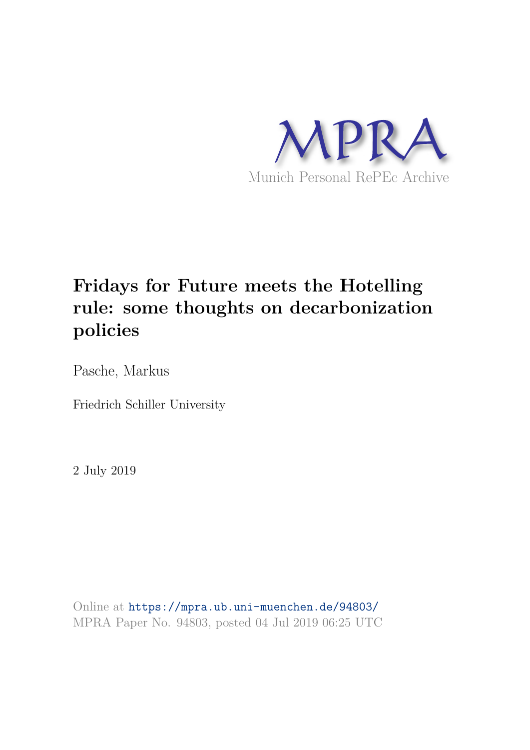MPRA

Munich Personal RePEc Archive

# Fridays for Future meets the Hotelling rule: some thoughts on decarbonization policies

Pasche, Markus

Friedrich Schiller University

2 July 2019

Online at https://mpra.ub.uni-muenchen.de/94803/
MPRA Paper No. 94803, posted 04 Jul 2019 06:25 UTC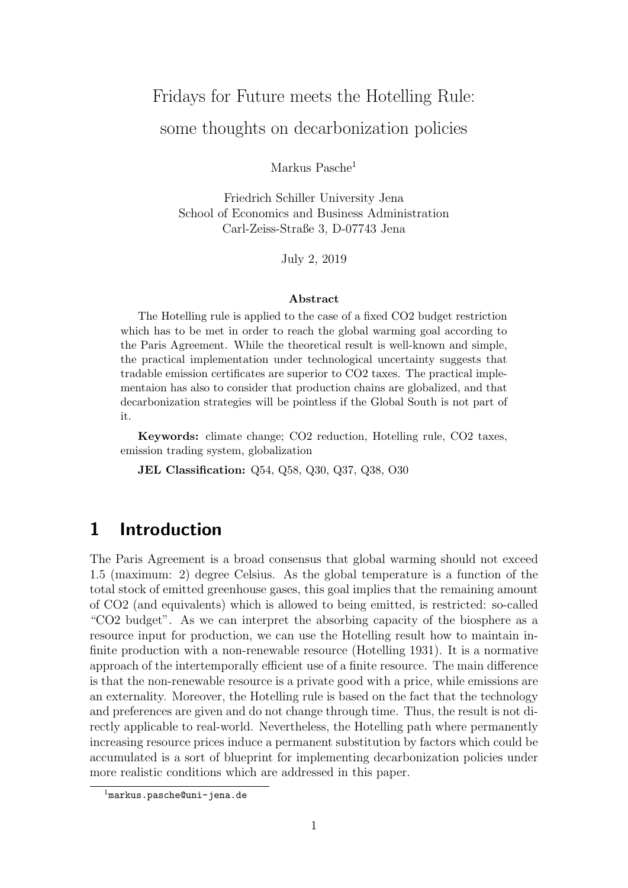# Fridays for Future meets the Hotelling Rule: some thoughts on decarbonization policies

Markus Pasche[1]

Friedrich Schiller University Jena
School of Economics and Business Administration
Carl-Zeiss-Straße 3, D-07743 Jena

July 2, 2019

**Abstract**

The Hotelling rule is applied to the case of a fixed CO2 budget restriction which has to be met in order to reach the global warming goal according to the Paris Agreement. While the theoretical result is well-known and simple, the practical implementation under technological uncertainty suggests that tradable emission certificates are superior to CO2 taxes. The practical implementaion has also to consider that production chains are globalized, and that decarbonization strategies will be pointless if the Global South is not part of it.

**Keywords:** climate change; CO2 reduction, Hotelling rule, CO2 taxes, emission trading system, globalization

**JEL Classification:** Q54, Q58, Q30, Q37, Q38, O30

## 1 Introduction

The Paris Agreement is a broad consensus that global warming should not exceed 1.5 (maximum: 2) degree Celsius. As the global temperature is a function of the total stock of emitted greenhouse gases, this goal implies that the remaining amount of CO2 (and equivalents) which is allowed to being emitted, is restricted: so-called "CO2 budget". As we can interpret the absorbing capacity of the biosphere as a resource input for production, we can use the Hotelling result how to maintain infinite production with a non-renewable resource (Hotelling 1931). It is a normative approach of the intertemporally efficient use of a finite resource. The main difference is that the non-renewable resource is a private good with a price, while emissions are an externality. Moreover, the Hotelling rule is based on the fact that the technology and preferences are given and do not change through time. Thus, the result is not directly applicable to real-world. Nevertheless, the Hotelling path where permanently increasing resource prices induce a permanent substitution by factors which could be accumulated is a sort of blueprint for implementing decarbonization policies under more realistic conditions which are addressed in this paper.

[1] markus.pasche@uni-jena.de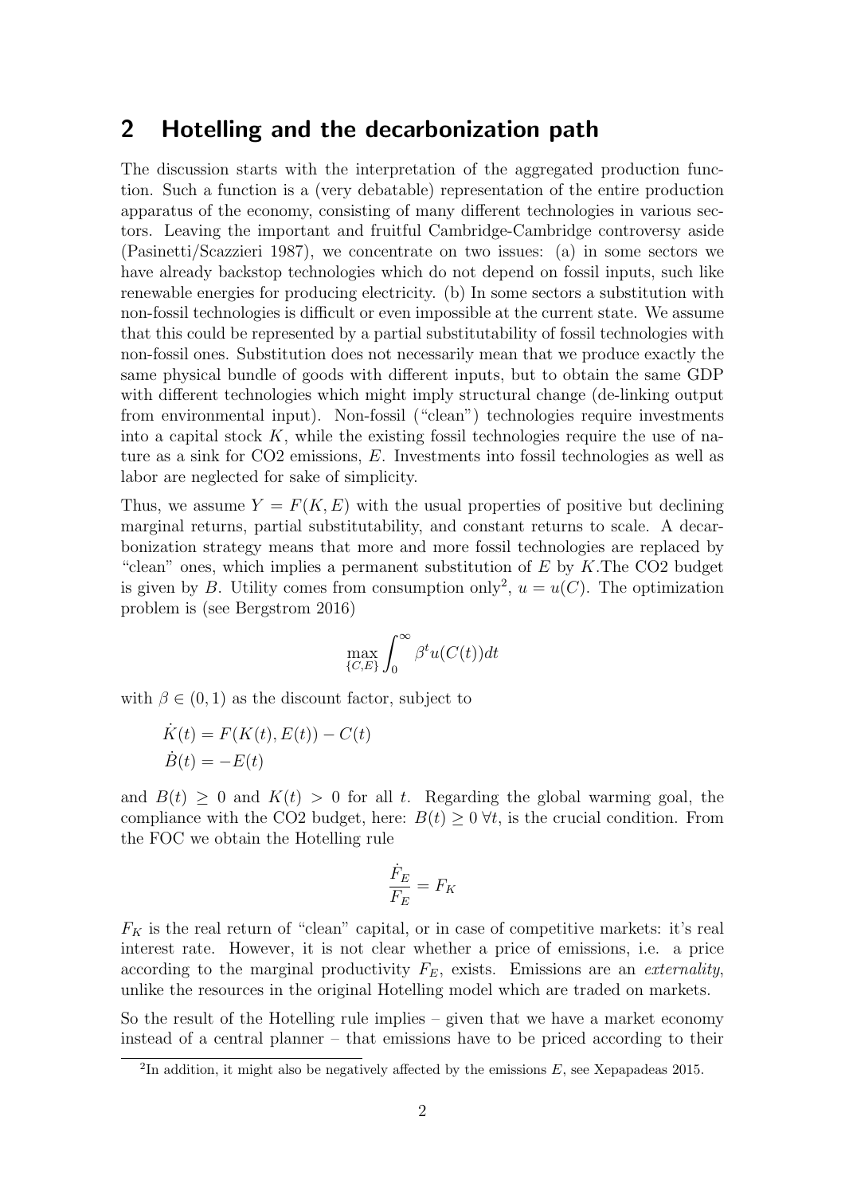## 2 Hotelling and the decarbonization path

The discussion starts with the interpretation of the aggregated production function. Such a function is a (very debatable) representation of the entire production apparatus of the economy, consisting of many different technologies in various sectors. Leaving the important and fruitful Cambridge-Cambridge controversy aside (Pasinetti/Scazzieri 1987), we concentrate on two issues: (a) in some sectors we have already backstop technologies which do not depend on fossil inputs, such like renewable energies for producing electricity. (b) In some sectors a substitution with non-fossil technologies is difficult or even impossible at the current state. We assume that this could be represented by a partial substitutability of fossil technologies with non-fossil ones. Substitution does not necessarily mean that we produce exactly the same physical bundle of goods with different inputs, but to obtain the same GDP with different technologies which might imply structural change (de-linking output from environmental input). Non-fossil ("clean") technologies require investments into a capital stock $K$, while the existing fossil technologies require the use of nature as a sink for CO2 emissions, $E$. Investments into fossil technologies as well as labor are neglected for sake of simplicity.

Thus, we assume $Y = F(K, E)$ with the usual properties of positive but declining marginal returns, partial substitutability, and constant returns to scale. A decarbonization strategy means that more and more fossil technologies are replaced by "clean" ones, which implies a permanent substitution of $E$ by $K$.The CO2 budget is given by $B$. Utility comes from consumption only[2], $u = u(C)$. The optimization problem is (see Bergstrom 2016)

$$\max_{\{C,E\}} \int_0^\infty \beta^t u(C(t))dt$$

with $\beta \in (0, 1)$ as the discount factor, subject to

$$\dot{K}(t) = F(K(t), E(t)) - C(t)$$
$$\dot{B}(t) = -E(t)$$

and $B(t) \geq 0$ and $K(t) > 0$ for all $t$. Regarding the global warming goal, the compliance with the CO2 budget, here: $B(t) \geq 0 \; \forall t$, is the crucial condition. From the FOC we obtain the Hotelling rule

$$\frac{\dot{F}_E}{F_E} = F_K$$

$F_K$ is the real return of "clean" capital, or in case of competitive markets: it's real interest rate. However, it is not clear whether a price of emissions, i.e. a price according to the marginal productivity $F_E$, exists. Emissions are an *externality*, unlike the resources in the original Hotelling model which are traded on markets.

So the result of the Hotelling rule implies – given that we have a market economy instead of a central planner – that emissions have to be priced according to their

[2] In addition, it might also be negatively affected by the emissions $E$, see Xepapadeas 2015.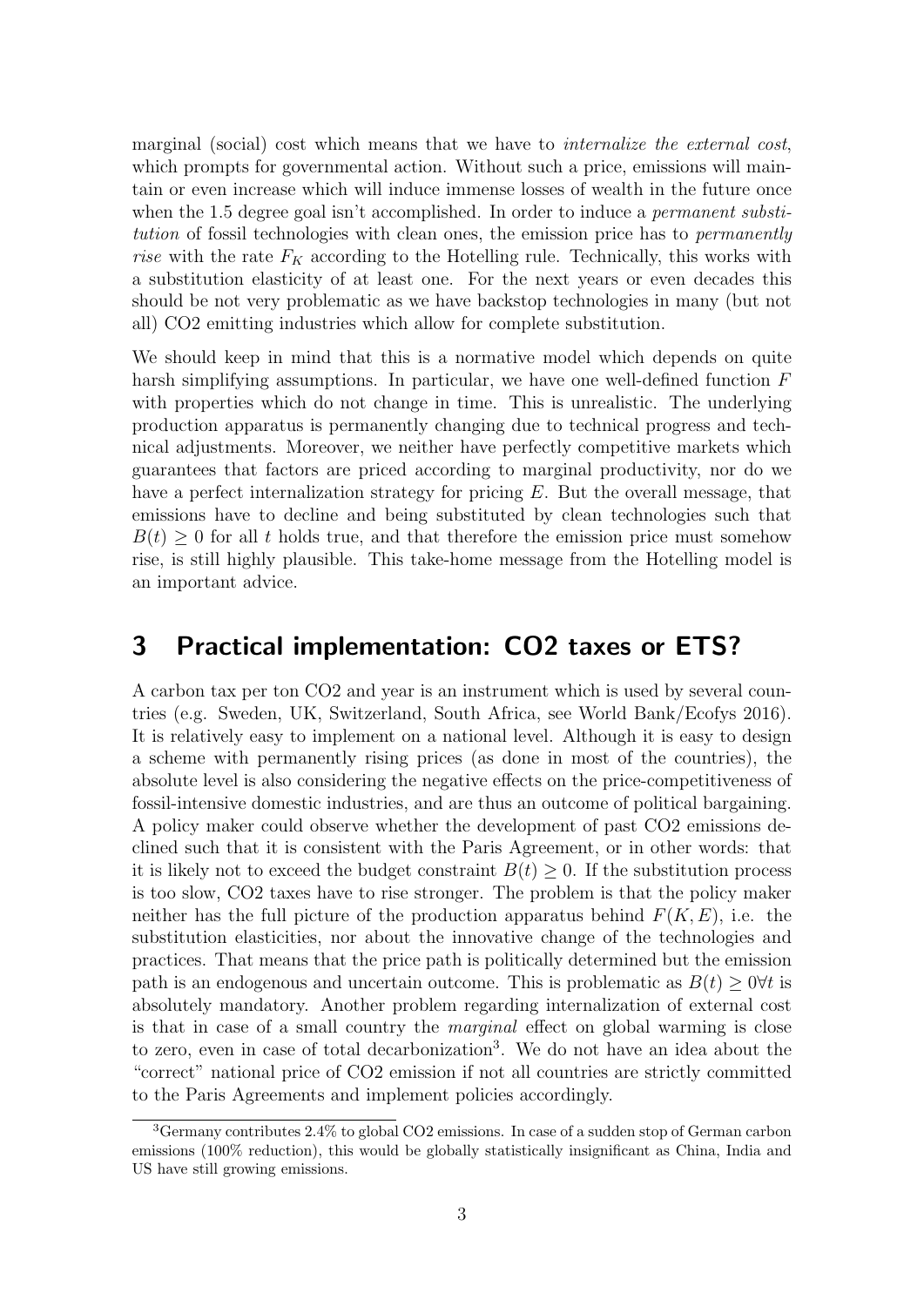marginal (social) cost which means that we have to *internalize the external cost*, which prompts for governmental action. Without such a price, emissions will maintain or even increase which will induce immense losses of wealth in the future once when the 1.5 degree goal isn't accomplished. In order to induce a *permanent substitution* of fossil technologies with clean ones, the emission price has to *permanently rise* with the rate $F_K$ according to the Hotelling rule. Technically, this works with a substitution elasticity of at least one. For the next years or even decades this should be not very problematic as we have backstop technologies in many (but not all) CO2 emitting industries which allow for complete substitution.

We should keep in mind that this is a normative model which depends on quite harsh simplifying assumptions. In particular, we have one well-defined function $F$ with properties which do not change in time. This is unrealistic. The underlying production apparatus is permanently changing due to technical progress and technical adjustments. Moreover, we neither have perfectly competitive markets which guarantees that factors are priced according to marginal productivity, nor do we have a perfect internalization strategy for pricing $E$. But the overall message, that emissions have to decline and being substituted by clean technologies such that $B(t) \geq 0$ for all $t$ holds true, and that therefore the emission price must somehow rise, is still highly plausible. This take-home message from the Hotelling model is an important advice.

## 3 Practical implementation: CO2 taxes or ETS?

A carbon tax per ton CO2 and year is an instrument which is used by several countries (e.g. Sweden, UK, Switzerland, South Africa, see World Bank/Ecofys 2016). It is relatively easy to implement on a national level. Although it is easy to design a scheme with permanently rising prices (as done in most of the countries), the absolute level is also considering the negative effects on the price-competitiveness of fossil-intensive domestic industries, and are thus an outcome of political bargaining. A policy maker could observe whether the development of past CO2 emissions declined such that it is consistent with the Paris Agreement, or in other words: that it is likely not to exceed the budget constraint $B(t) \geq 0$. If the substitution process is too slow, CO2 taxes have to rise stronger. The problem is that the policy maker neither has the full picture of the production apparatus behind $F(K, E)$, i.e. the substitution elasticities, nor about the innovative change of the technologies and practices. That means that the price path is politically determined but the emission path is an endogenous and uncertain outcome. This is problematic as $B(t) \geq 0 \forall t$ is absolutely mandatory. Another problem regarding internalization of external cost is that in case of a small country the *marginal* effect on global warming is close to zero, even in case of total decarbonization[3]. We do not have an idea about the "correct" national price of CO2 emission if not all countries are strictly committed to the Paris Agreements and implement policies accordingly.

[3]Germany contributes 2.4% to global CO2 emissions. In case of a sudden stop of German carbon emissions (100% reduction), this would be globally statistically insignificant as China, India and US have still growing emissions.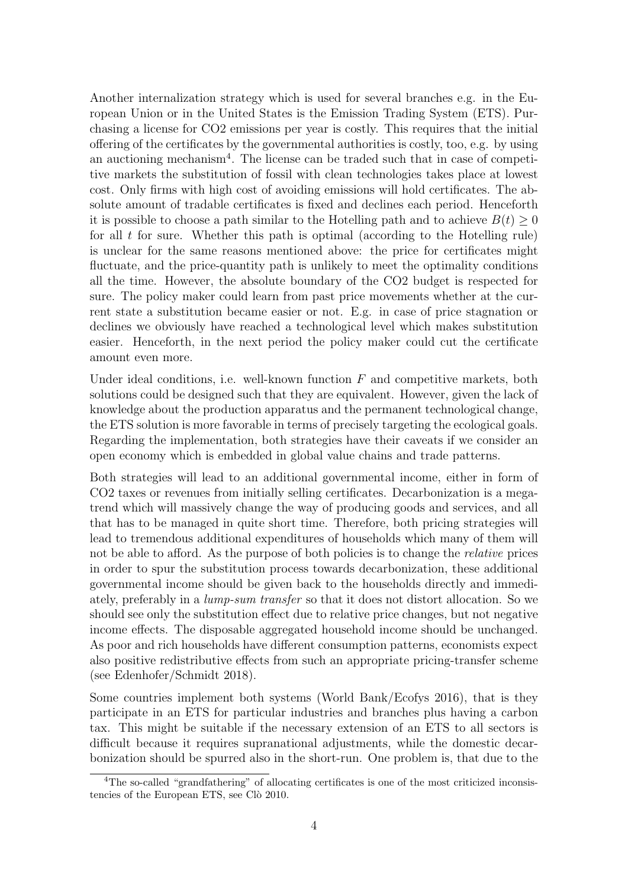Another internalization strategy which is used for several branches e.g. in the European Union or in the United States is the Emission Trading System (ETS). Purchasing a license for CO2 emissions per year is costly. This requires that the initial offering of the certificates by the governmental authorities is costly, too, e.g. by using an auctioning mechanism[4]. The license can be traded such that in case of competitive markets the substitution of fossil with clean technologies takes place at lowest cost. Only firms with high cost of avoiding emissions will hold certificates. The absolute amount of tradable certificates is fixed and declines each period. Henceforth it is possible to choose a path similar to the Hotelling path and to achieve $B(t) \geq 0$ for all $t$ for sure. Whether this path is optimal (according to the Hotelling rule) is unclear for the same reasons mentioned above: the price for certificates might fluctuate, and the price-quantity path is unlikely to meet the optimality conditions all the time. However, the absolute boundary of the CO2 budget is respected for sure. The policy maker could learn from past price movements whether at the current state a substitution became easier or not. E.g. in case of price stagnation or declines we obviously have reached a technological level which makes substitution easier. Henceforth, in the next period the policy maker could cut the certificate amount even more.

Under ideal conditions, i.e. well-known function $F$ and competitive markets, both solutions could be designed such that they are equivalent. However, given the lack of knowledge about the production apparatus and the permanent technological change, the ETS solution is more favorable in terms of precisely targeting the ecological goals. Regarding the implementation, both strategies have their caveats if we consider an open economy which is embedded in global value chains and trade patterns.

Both strategies will lead to an additional governmental income, either in form of CO2 taxes or revenues from initially selling certificates. Decarbonization is a megatrend which will massively change the way of producing goods and services, and all that has to be managed in quite short time. Therefore, both pricing strategies will lead to tremendous additional expenditures of households which many of them will not be able to afford. As the purpose of both policies is to change the *relative* prices in order to spur the substitution process towards decarbonization, these additional governmental income should be given back to the households directly and immediately, preferably in a *lump-sum transfer* so that it does not distort allocation. So we should see only the substitution effect due to relative price changes, but not negative income effects. The disposable aggregated household income should be unchanged. As poor and rich households have different consumption patterns, economists expect also positive redistributive effects from such an appropriate pricing-transfer scheme (see Edenhofer/Schmidt 2018).

Some countries implement both systems (World Bank/Ecofys 2016), that is they participate in an ETS for particular industries and branches plus having a carbon tax. This might be suitable if the necessary extension of an ETS to all sectors is difficult because it requires supranational adjustments, while the domestic decarbonization should be spurred also in the short-run. One problem is, that due to the

[4] The so-called "grandfathering" of allocating certificates is one of the most criticized inconsistencies of the European ETS, see Clò 2010.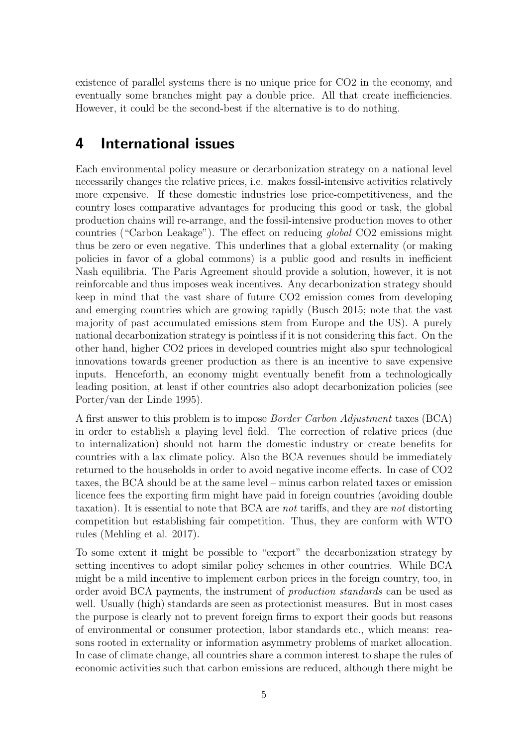existence of parallel systems there is no unique price for $CO_2$ in the economy, and eventually some branches might pay a double price. All that create inefficiencies. However, it could be the second-best if the alternative is to do nothing.

## 4 International issues

Each environmental policy measure or decarbonization strategy on a national level necessarily changes the relative prices, i.e. makes fossil-intensive activities relatively more expensive. If these domestic industries lose price-competitiveness, and the country loses comparative advantages for producing this good or task, the global production chains will re-arrange, and the fossil-intensive production moves to other countries ("Carbon Leakage"). The effect on reducing *global* $CO_2$ emissions might thus be zero or even negative. This underlines that a global externality (or making policies in favor of a global commons) is a public good and results in inefficient Nash equilibria. The Paris Agreement should provide a solution, however, it is not reinforcable and thus imposes weak incentives. Any decarbonization strategy should keep in mind that the vast share of future $CO_2$ emission comes from developing and emerging countries which are growing rapidly (Busch 2015; note that the vast majority of past accumulated emissions stem from Europe and the US). A purely national decarbonization strategy is pointless if it is not considering this fact. On the other hand, higher $CO_2$ prices in developed countries might also spur technological innovations towards greener production as there is an incentive to save expensive inputs. Henceforth, an economy might eventually benefit from a technologically leading position, at least if other countries also adopt decarbonization policies (see Porter/van der Linde 1995).

A first answer to this problem is to impose *Border Carbon Adjustment* taxes (BCA) in order to establish a playing level field. The correction of relative prices (due to internalization) should not harm the domestic industry or create benefits for countries with a lax climate policy. Also the BCA revenues should be immediately returned to the households in order to avoid negative income effects. In case of $CO_2$ taxes, the BCA should be at the same level – minus carbon related taxes or emission licence fees the exporting firm might have paid in foreign countries (avoiding double taxation). It is essential to note that BCA are *not* tariffs, and they are *not* distorting competition but establishing fair competition. Thus, they are conform with WTO rules (Mehling et al. 2017).

To some extent it might be possible to "export" the decarbonization strategy by setting incentives to adopt similar policy schemes in other countries. While BCA might be a mild incentive to implement carbon prices in the foreign country, too, in order avoid BCA payments, the instrument of *production standards* can be used as well. Usually (high) standards are seen as protectionist measures. But in most cases the purpose is clearly not to prevent foreign firms to export their goods but reasons of environmental or consumer protection, labor standards etc., which means: reasons rooted in externality or information asymmetry problems of market allocation. In case of climate change, all countries share a common interest to shape the rules of economic activities such that carbon emissions are reduced, although there might be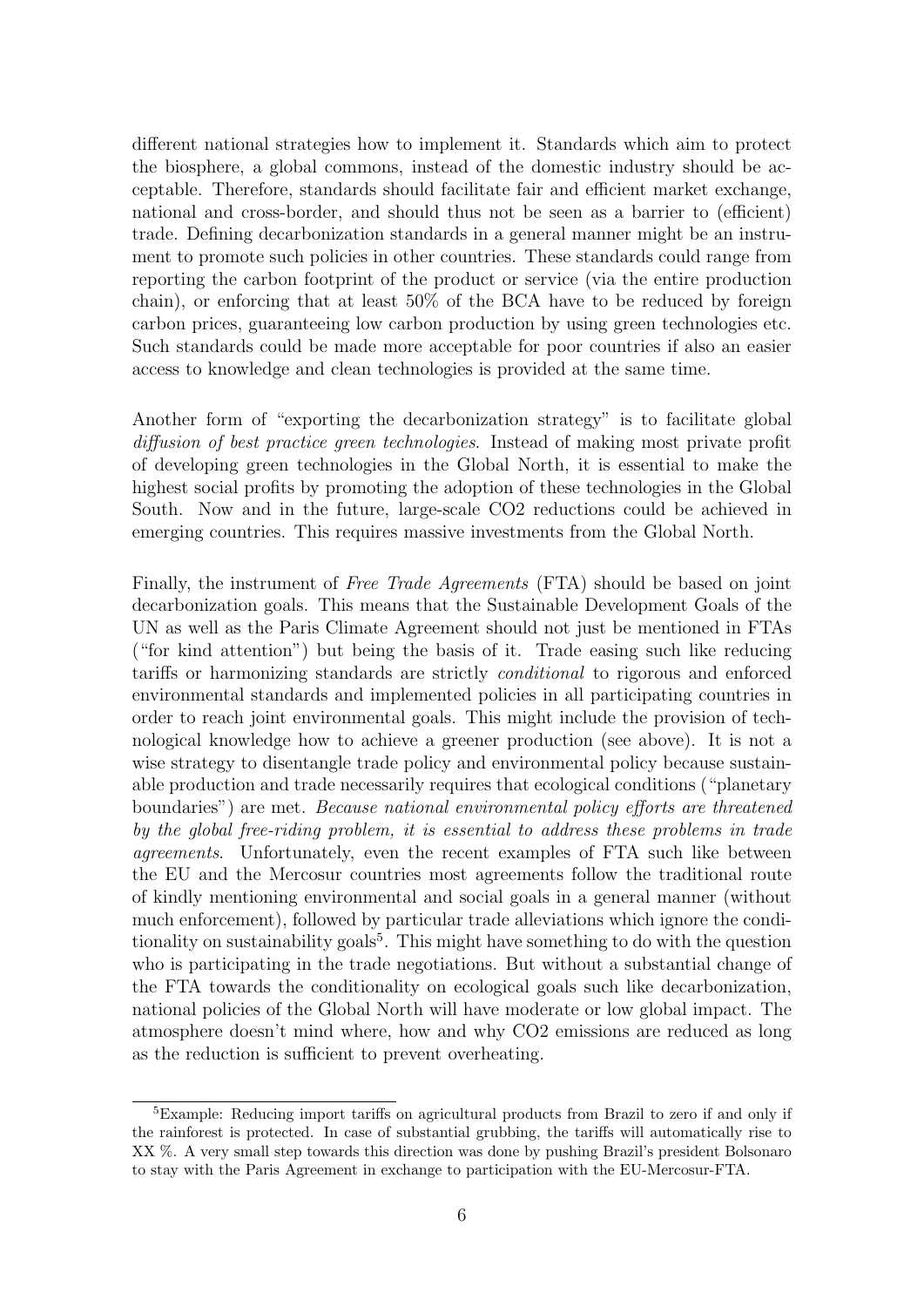different national strategies how to implement it. Standards which aim to protect the biosphere, a global commons, instead of the domestic industry should be acceptable. Therefore, standards should facilitate fair and efficient market exchange, national and cross-border, and should thus not be seen as a barrier to (efficient) trade. Defining decarbonization standards in a general manner might be an instrument to promote such policies in other countries. These standards could range from reporting the carbon footprint of the product or service (via the entire production chain), or enforcing that at least 50% of the BCA have to be reduced by foreign carbon prices, guaranteeing low carbon production by using green technologies etc. Such standards could be made more acceptable for poor countries if also an easier access to knowledge and clean technologies is provided at the same time.

Another form of "exporting the decarbonization strategy" is to facilitate global *diffusion of best practice green technologies*. Instead of making most private profit of developing green technologies in the Global North, it is essential to make the highest social profits by promoting the adoption of these technologies in the Global South. Now and in the future, large-scale $CO_2$ reductions could be achieved in emerging countries. This requires massive investments from the Global North.

Finally, the instrument of *Free Trade Agreements* (FTA) should be based on joint decarbonization goals. This means that the Sustainable Development Goals of the UN as well as the Paris Climate Agreement should not just be mentioned in FTAs ("for kind attention") but being the basis of it. Trade easing such like reducing tariffs or harmonizing standards are strictly *conditional* to rigorous and enforced environmental standards and implemented policies in all participating countries in order to reach joint environmental goals. This might include the provision of technological knowledge how to achieve a greener production (see above). It is not a wise strategy to disentangle trade policy and environmental policy because sustainable production and trade necessarily requires that ecological conditions ("planetary boundaries") are met. *Because national environmental policy efforts are threatened by the global free-riding problem, it is essential to address these problems in trade agreements*. Unfortunately, even the recent examples of FTA such like between the EU and the Mercosur countries most agreements follow the traditional route of kindly mentioning environmental and social goals in a general manner (without much enforcement), followed by particular trade alleviations which ignore the conditionality on sustainability goals[5]. This might have something to do with the question who is participating in the trade negotiations. But without a substantial change of the FTA towards the conditionality on ecological goals such like decarbonization, national policies of the Global North will have moderate or low global impact. The atmosphere doesn't mind where, how and why $CO_2$ emissions are reduced as long as the reduction is sufficient to prevent overheating.

[5]Example: Reducing import tariffs on agricultural products from Brazil to zero if and only if the rainforest is protected. In case of substantial grubbing, the tariffs will automatically rise to XX %. A very small step towards this direction was done by pushing Brazil's president Bolsonaro to stay with the Paris Agreement in exchange to participation with the EU-Mercosur-FTA.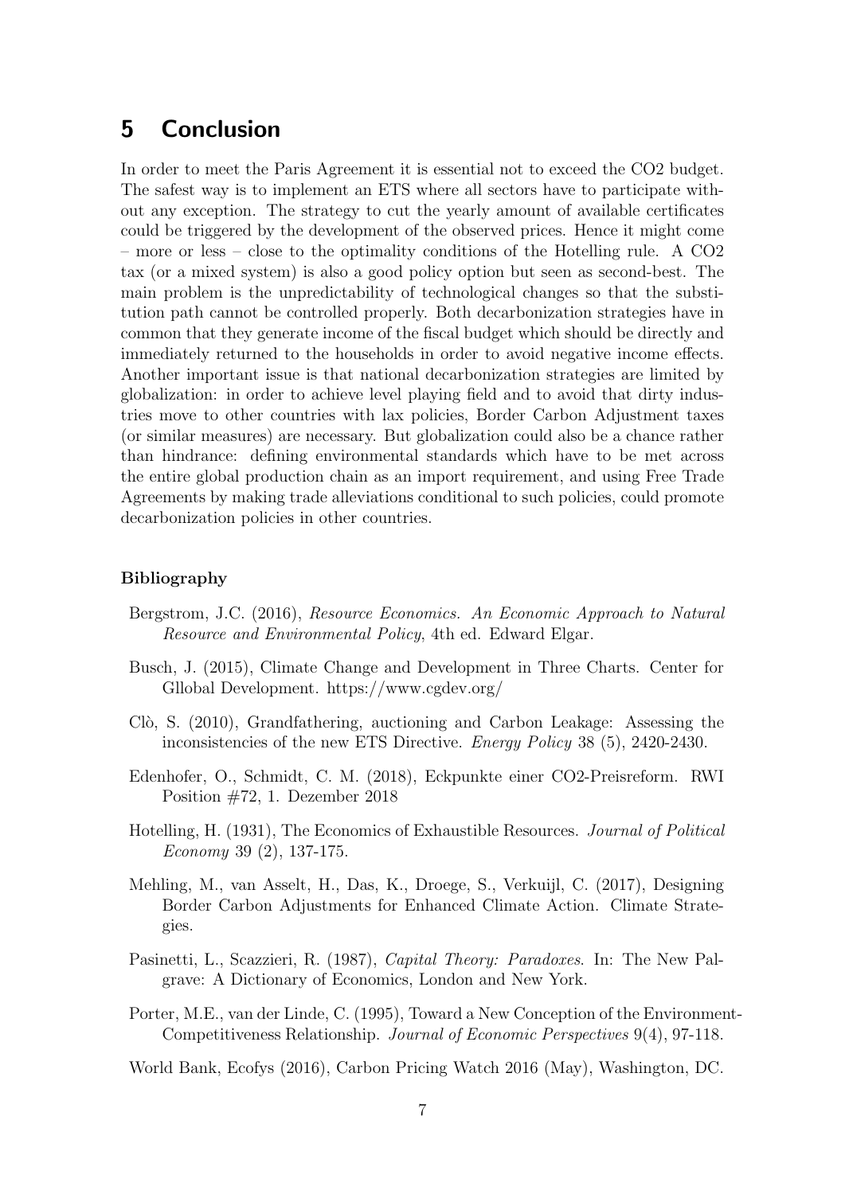## 5 Conclusion

In order to meet the Paris Agreement it is essential not to exceed the CO2 budget. The safest way is to implement an ETS where all sectors have to participate without any exception. The strategy to cut the yearly amount of available certificates could be triggered by the development of the observed prices. Hence it might come – more or less – close to the optimality conditions of the Hotelling rule. A CO2 tax (or a mixed system) is also a good policy option but seen as second-best. The main problem is the unpredictability of technological changes so that the substitution path cannot be controlled properly. Both decarbonization strategies have in common that they generate income of the fiscal budget which should be directly and immediately returned to the households in order to avoid negative income effects. Another important issue is that national decarbonization strategies are limited by globalization: in order to achieve level playing field and to avoid that dirty industries move to other countries with lax policies, Border Carbon Adjustment taxes (or similar measures) are necessary. But globalization could also be a chance rather than hindrance: defining environmental standards which have to be met across the entire global production chain as an import requirement, and using Free Trade Agreements by making trade alleviations conditional to such policies, could promote decarbonization policies in other countries.

**Bibliography**

Bergstrom, J.C. (2016), *Resource Economics. An Economic Approach to Natural Resource and Environmental Policy*, 4th ed. Edward Elgar.

Busch, J. (2015), Climate Change and Development in Three Charts. Center for Gllobal Development. https://www.cgdev.org/

Clò, S. (2010), Grandfathering, auctioning and Carbon Leakage: Assessing the inconsistencies of the new ETS Directive. *Energy Policy* 38 (5), 2420-2430.

Edenhofer, O., Schmidt, C. M. (2018), Eckpunkte einer CO2-Preisreform. RWI Position #72, 1. Dezember 2018

Hotelling, H. (1931), The Economics of Exhaustible Resources. *Journal of Political Economy* 39 (2), 137-175.

Mehling, M., van Asselt, H., Das, K., Droege, S., Verkuijl, C. (2017), Designing Border Carbon Adjustments for Enhanced Climate Action. Climate Strategies.

Pasinetti, L., Scazzieri, R. (1987), *Capital Theory: Paradoxes*. In: The New Palgrave: A Dictionary of Economics, London and New York.

Porter, M.E., van der Linde, C. (1995), Toward a New Conception of the Environment-Competitiveness Relationship. *Journal of Economic Perspectives* 9(4), 97-118.

World Bank, Ecofys (2016), Carbon Pricing Watch 2016 (May), Washington, DC.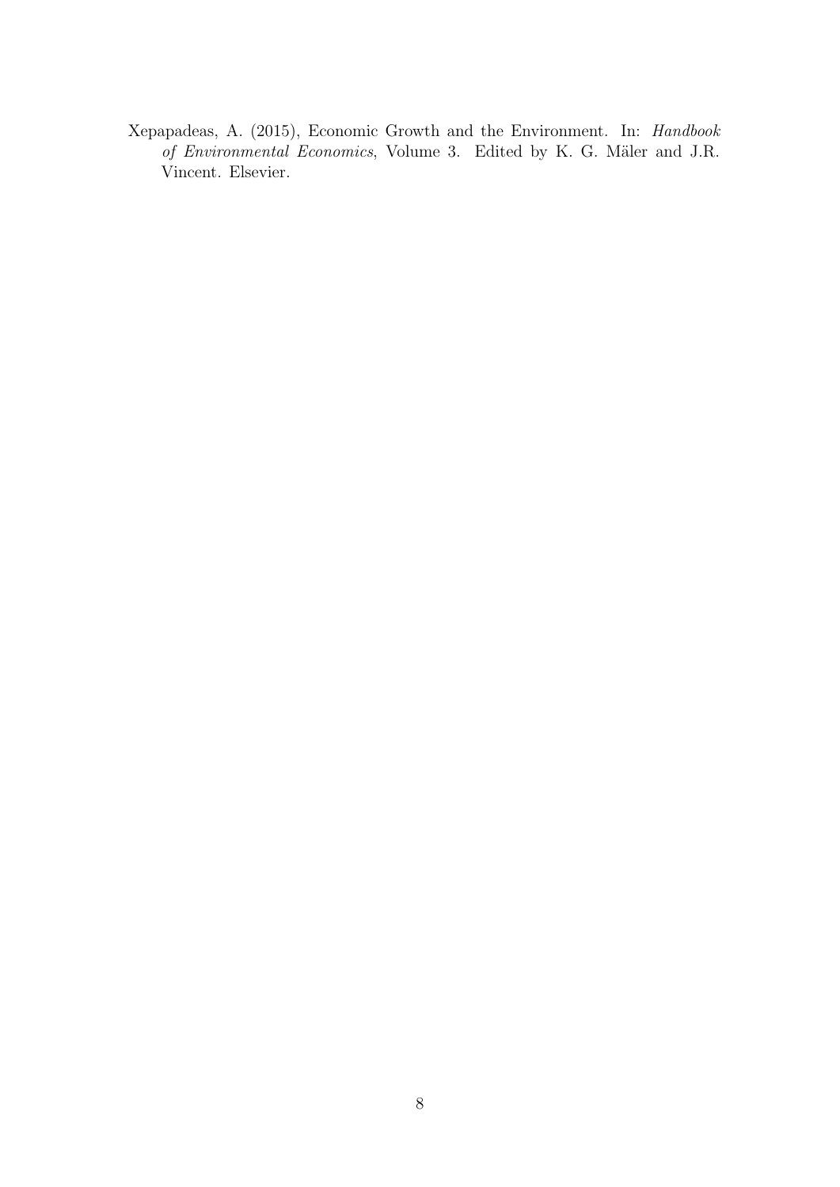Xepapadeas, A. (2015), Economic Growth and the Environment. In: *Handbook of Environmental Economics*, Volume 3. Edited by K. G. Mäler and J.R. Vincent. Elsevier.